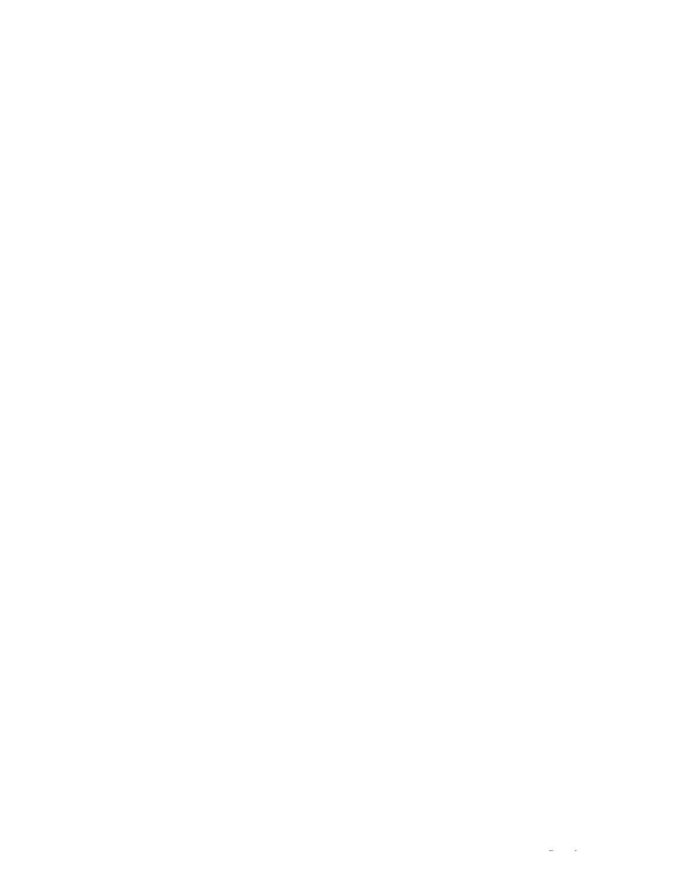*Irbesartan Page 1 of 4*